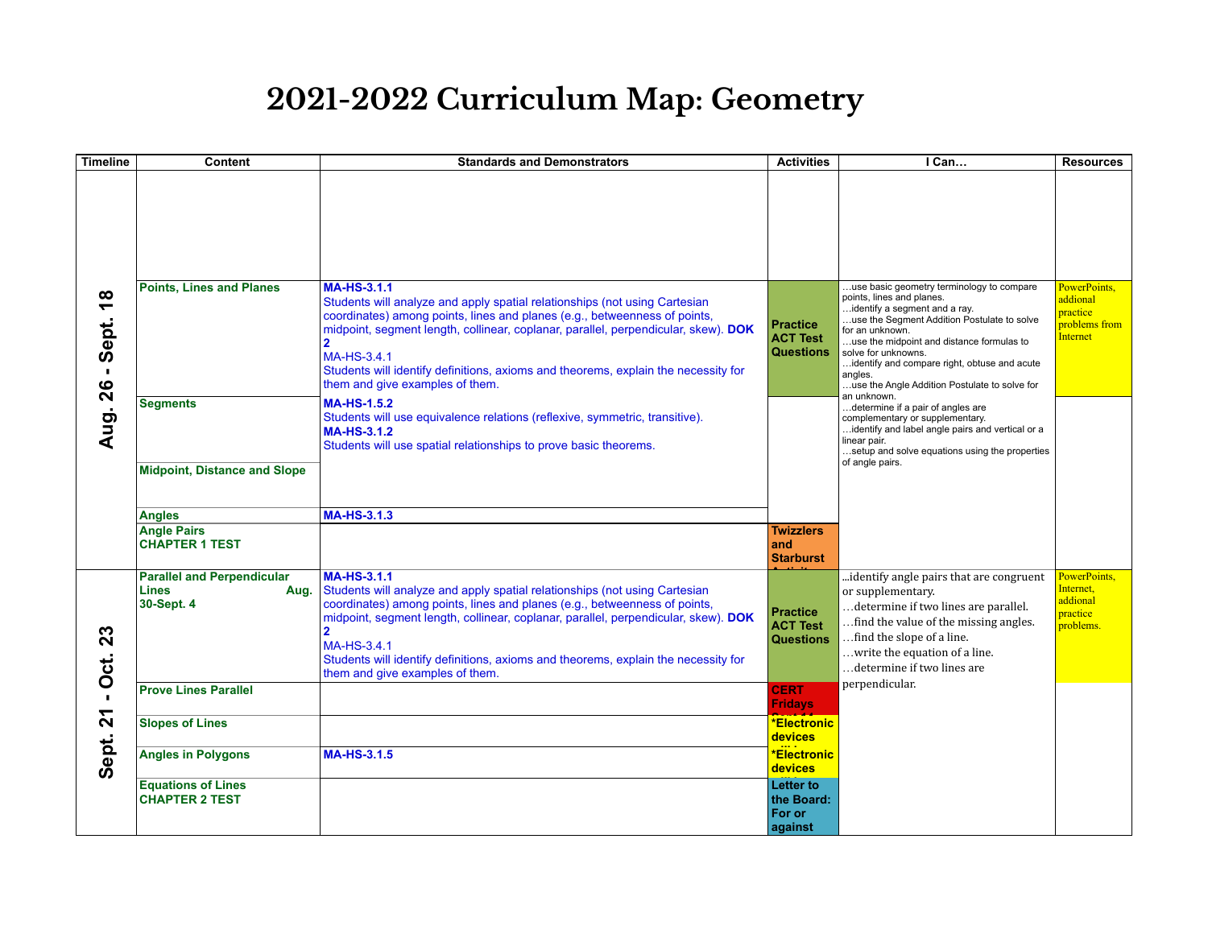# 2021-2022 Curriculum Map: Geometry

| Timeline | Content | Standards and Demonstrators | Activities | I Can… | Resources |
|---|---|---|---|---|---|
| Aug. 26 - Sept. 18 | | | | | |
| | **Points, Lines and Planes** | **MA-HS-3.1.1** Students will analyze and apply spatial relationships (not using Cartesian coordinates) among points, lines and planes (e.g., betweenness of points, midpoint, segment length, collinear, coplanar, parallel, perpendicular, skew). **DOK 2** MA-HS-3.4.1 Students will identify definitions, axioms and theorems, explain the necessity for them and give examples of them. | **Practice ACT Test Questions** | …use basic geometry terminology to compare points, lines and planes. …identify a segment and a ray. …use the Segment Addition Postulate to solve for an unknown. …use the midpoint and distance formulas to solve for unknowns. …identify and compare right, obtuse and acute angles. …use the Angle Addition Postulate to solve for an unknown. …determine if a pair of angles are complementary or supplementary. …identify and label angle pairs and vertical or a linear pair. …setup and solve equations using the properties of angle pairs. | PowerPoints, addional practice problems from Internet |
| | **Segments** | **MA-HS-1.5.2** Students will use equivalence relations (reflexive, symmetric, transitive). **MA-HS-3.1.2** Students will use spatial relationships to prove basic theorems. | | | |
| | **Midpoint, Distance and Slope** | | | | |
| | **Angles** | **MA-HS-3.1.3** | | | |
| | **Angle Pairs** **CHAPTER 1 TEST** | | **Twizzlers and Starburst Activit…** | | |
| Sept. 21 - Oct. 23 | **Parallel and Perpendicular Lines Aug. 30-Sept. 4** | **MA-HS-3.1.1** Students will analyze and apply spatial relationships (not using Cartesian coordinates) among points, lines and planes (e.g., betweenness of points, midpoint, segment length, collinear, coplanar, parallel, perpendicular, skew). **DOK 2** MA-HS-3.4.1 Students will identify definitions, axioms and theorems, explain the necessity for them and give examples of them. | **Practice ACT Test Questions** | …identify angle pairs that are congruent or supplementary. …determine if two lines are parallel. …find the value of the missing angles. …find the slope of a line. …write the equation of a line. …determine if two lines are perpendicular. | PowerPoints, Internet, addional practice problems. |
| | **Prove Lines Parallel** | | **CERT Fridays** | | |
| | **Slopes of Lines** | | ***Electronic devices** | | |
| | **Angles in Polygons** | **MA-HS-3.1.5** | ***Electronic devices** | | |
| | **Equations of Lines** **CHAPTER 2 TEST** | | **Letter to the Board: For or against** | | |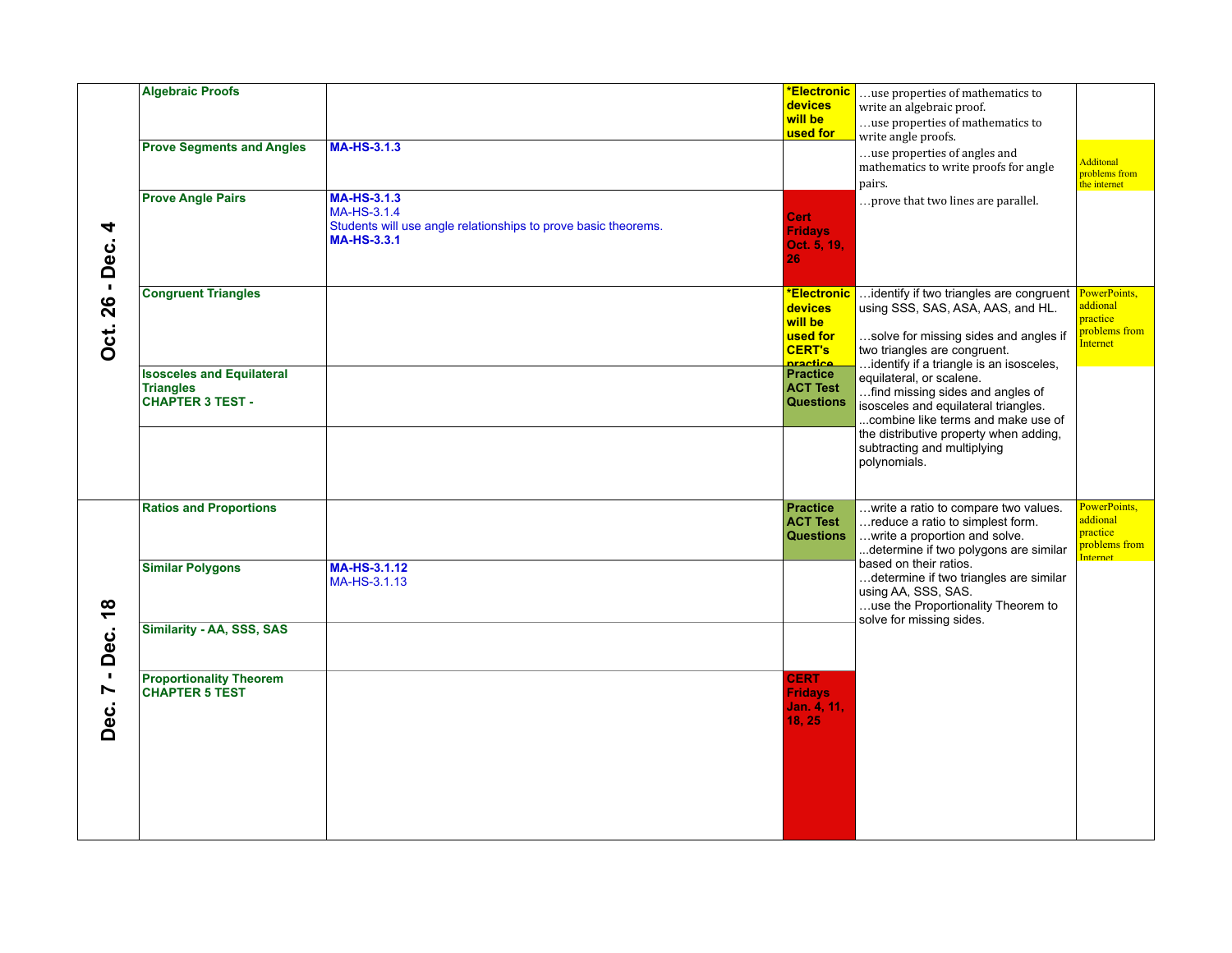| | | | | | |
|---|---|---|---|---|---|
| **Oct. 26 - Dec. 4** | **Algebraic Proofs** | | ***Electronic devices will be used for** | …use properties of mathematics to write an algebraic proof.<br>…use properties of mathematics to write angle proofs.<br>…use properties of angles and mathematics to write proofs for angle pairs.<br>…prove that two lines are parallel. | |
| | **Prove Segments and Angles** | **MA-HS-3.1.3** | | | Additonal problems from the internet |
| | **Prove Angle Pairs** | **MA-HS-3.1.3**<br>MA-HS-3.1.4<br>Students will use angle relationships to prove basic theorems.<br>**MA-HS-3.3.1** | **Cert Fridays Oct. 5, 19, 26** | | |
| | **Congruent Triangles** | | ***Electronic devices will be used for CERT's practice** | …identify if two triangles are congruent using SSS, SAS, ASA, AAS, and HL.<br>…solve for missing sides and angles if two triangles are congruent.<br>…identify if a triangle is an isosceles, equilateral, or scalene.<br>…find missing sides and angles of isosceles and equilateral triangles.<br>...combine like terms and make use of the distributive property when adding, subtracting and multiplying polynomials. | PowerPoints, addional practice problems from Internet |
| | **Isosceles and Equilateral Triangles**<br>**CHAPTER 3 TEST -** | | **Practice ACT Test Questions** | | |
| | | | | | |
| **Dec. 7 - Dec. 18** | **Ratios and Proportions** | | **Practice ACT Test Questions** | …write a ratio to compare two values.<br>…reduce a ratio to simplest form.<br>…write a proportion and solve.<br>...determine if two polygons are similar based on their ratios.<br>…determine if two triangles are similar using AA, SSS, SAS.<br>…use the Proportionality Theorem to solve for missing sides. | PowerPoints, addional practice problems from Internet |
| | **Similar Polygons** | **MA-HS-3.1.12**<br>MA-HS-3.1.13 | | | |
| | **Similarity - AA, SSS, SAS** | | | | |
| | **Proportionality Theorem**<br>**CHAPTER 5 TEST** | | **CERT Fridays Jan. 4, 11, 18, 25** | | |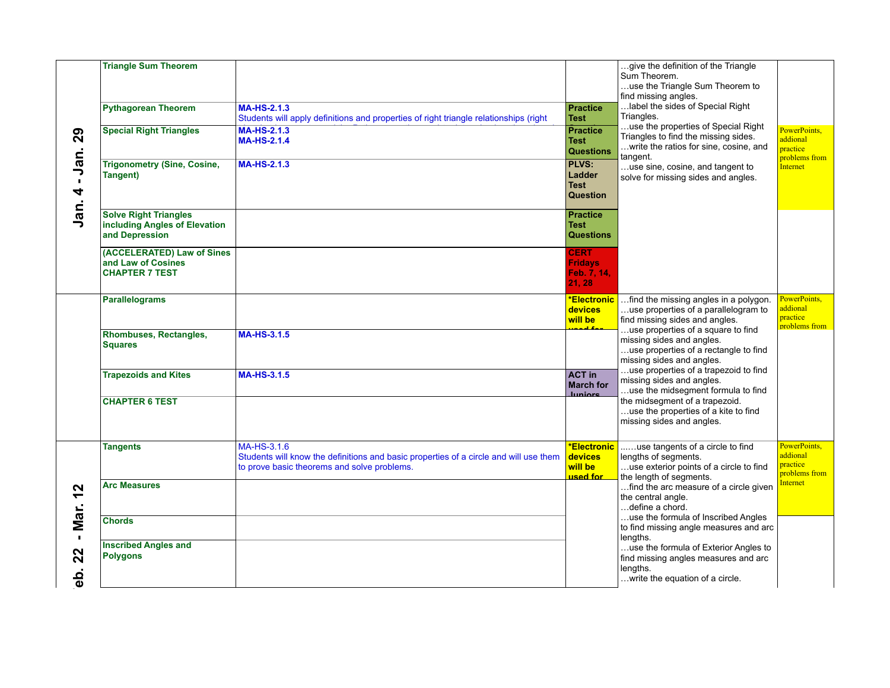| Dates | Topic | Standards | Notes | Students will... | Resources |
|---|---|---|---|---|---|
| Jan. 4 - Jan. 29 | **Triangle Sum Theorem** | | | …give the definition of the Triangle Sum Theorem. …use the Triangle Sum Theorem to find missing angles. …label the sides of Special Right Triangles. …use the properties of Special Right Triangles to find the missing sides. …write the ratios for sine, cosine, and tangent. …use sine, cosine, and tangent to solve for missing sides and angles. | PowerPoints, addional practice problems from Internet |
| | **Pythagorean Theorem** | **MA-HS-2.1.3** Students will apply definitions and properties of right triangle relationships (right | **Practice Test** | | |
| | **Special Right Triangles** | **MA-HS-2.1.3** **MA-HS-2.1.4** | **Practice Test Questions** | | |
| | **Trigonometry (Sine, Cosine, Tangent)** | **MA-HS-2.1.3** | **PLVS: Ladder Test Question** | | |
| | **Solve Right Triangles including Angles of Elevation and Depression** | | **Practice Test Questions** | | |
| | **(ACCELERATED) Law of Sines and Law of Cosines CHAPTER 7 TEST** | | **CERT Fridays Feb. 7, 14, 21, 28** | | |
| | **Parallelograms** | | ***Electronic devices will be used for** | …find the missing angles in a polygon. …use properties of a parallelogram to find missing sides and angles. …use properties of a square to find missing sides and angles. …use properties of a rectangle to find missing sides and angles. …use properties of a trapezoid to find missing sides and angles. …use the midsegment formula to find the midsegment of a trapezoid. …use the properties of a kite to find missing sides and angles. | PowerPoints, addional practice problems from |
| | **Rhombuses, Rectangles, Squares** | **MA-HS-3.1.5** | | | |
| | **Trapezoids and Kites** | **MA-HS-3.1.5** | **ACT in March for Juniors** | | |
| | **CHAPTER 6 TEST** | | | | |
| Feb. 22 - Mar. 12 | **Tangents** | MA-HS-3.1.6 Students will know the definitions and basic properties of a circle and will use them to prove basic theorems and solve problems. | ***Electronic devices will be used for** | ……use tangents of a circle to find lengths of segments. …use exterior points of a circle to find the length of segments. …find the arc measure of a circle given the central angle. …define a chord. …use the formula of Inscribed Angles to find missing angle measures and arc lengths. …use the formula of Exterior Angles to find missing angles measures and arc lengths. …write the equation of a circle. | PowerPoints, addional practice problems from Internet |
| | **Arc Measures** | | | | |
| | **Chords** | | | | |
| | **Inscribed Angles and Polygons** | | | | |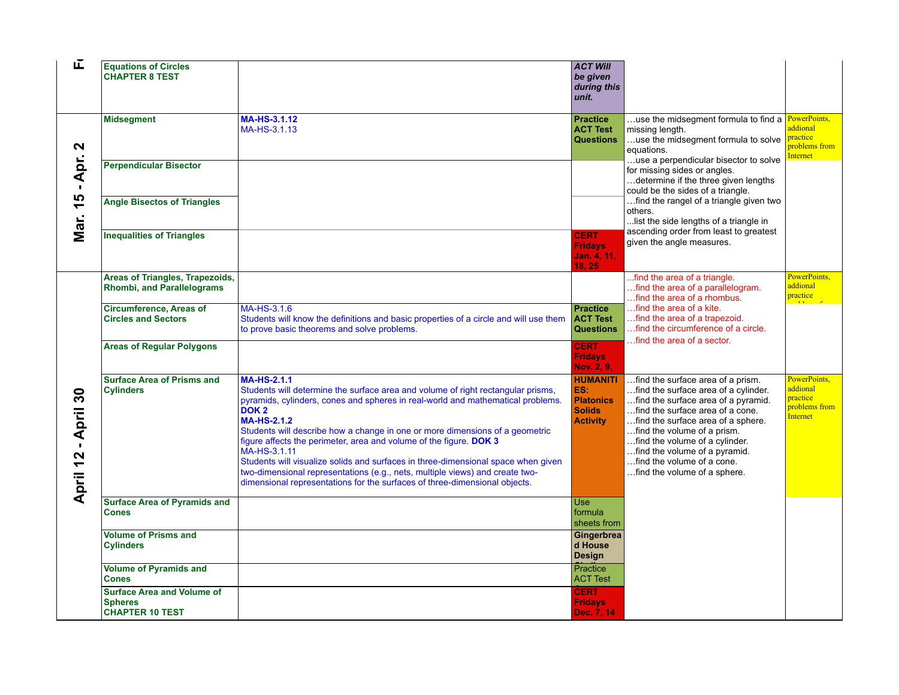| | | | | | |
|---|---|---|---|---|---|
| F | **Equations of Circles**<br>**CHAPTER 8 TEST** | | ***ACT Will be given during this unit.*** | | |
| **Mar. 15 - Apr. 2** | **Midsegment** | **MA-HS-3.1.12**<br>MA-HS-3.1.13 | **Practice ACT Test Questions** | …use the midsegment formula to find a missing length.<br>…use the midsegment formula to solve equations.<br>…use a perpendicular bisector to solve for missing sides or angles.<br>…determine if the three given lengths could be the sides of a triangle.<br>…find the rangel of a triangle given two others.<br>...list the side lengths of a triangle in ascending order from least to greatest given the angle measures. | PowerPoints, addional practice problems from Internet |
| | **Perpendicular Bisector** | | | | |
| | **Angle Bisectos of Triangles** | | | | |
| | **Inequalities of Triangles** | | **CERT Fridays Jan. 4, 11, 18, 25** | | |
| **April 12 - April 30** | **Areas of Triangles, Trapezoids, Rhombi, and Parallelograms** | | | ...find the area of a triangle.<br>…find the area of a parallelogram.<br>…find the area of a rhombus.<br>…find the area of a kite.<br>…find the area of a trapezoid.<br>…find the circumference of a circle.<br>…find the area of a sector. | PowerPoints, addional practice |
| | **Circumference, Areas of Circles and Sectors** | MA-HS-3.1.6<br>Students will know the definitions and basic properties of a circle and will use them to prove basic theorems and solve problems. | **Practice ACT Test Questions** | | |
| | **Areas of Regular Polygons** | | **CERT Fridays Nov. 2, 9,** | | |
| | **Surface Area of Prisms and Cylinders** | **MA-HS-2.1.1**<br>Students will determine the surface area and volume of right rectangular prisms, pyramids, cylinders, cones and spheres in real-world and mathematical problems. **DOK 2**<br>**MA-HS-2.1.2**<br>Students will describe how a change in one or more dimensions of a geometric figure affects the perimeter, area and volume of the figure. **DOK 3**<br>MA-HS-3.1.11<br>Students will visualize solids and surfaces in three-dimensional space when given two-dimensional representations (e.g., nets, multiple views) and create two-dimensional representations for the surfaces of three-dimensional objects. | **HUMANITIES: Platonics Solids Activity** | …find the surface area of a prism.<br>…find the surface area of a cylinder.<br>…find the surface area of a pyramid.<br>…find the surface area of a cone.<br>…find the surface area of a sphere.<br>…find the volume of a prism.<br>…find the volume of a cylinder.<br>…find the volume of a pyramid.<br>…find the volume of a cone.<br>…find the volume of a sphere. | PowerPoints, addional practice problems from Internet |
| | **Surface Area of Pyramids and Cones** | | Use formula sheets from | | |
| | **Volume of Prisms and Cylinders** | | **Gingerbread House Design** | | |
| | **Volume of Pyramids and Cones** | | Practice ACT Test | | |
| | **Surface Area and Volume of Spheres**<br>**CHAPTER 10 TEST** | | **CERT Fridays Dec. 7, 14** | | |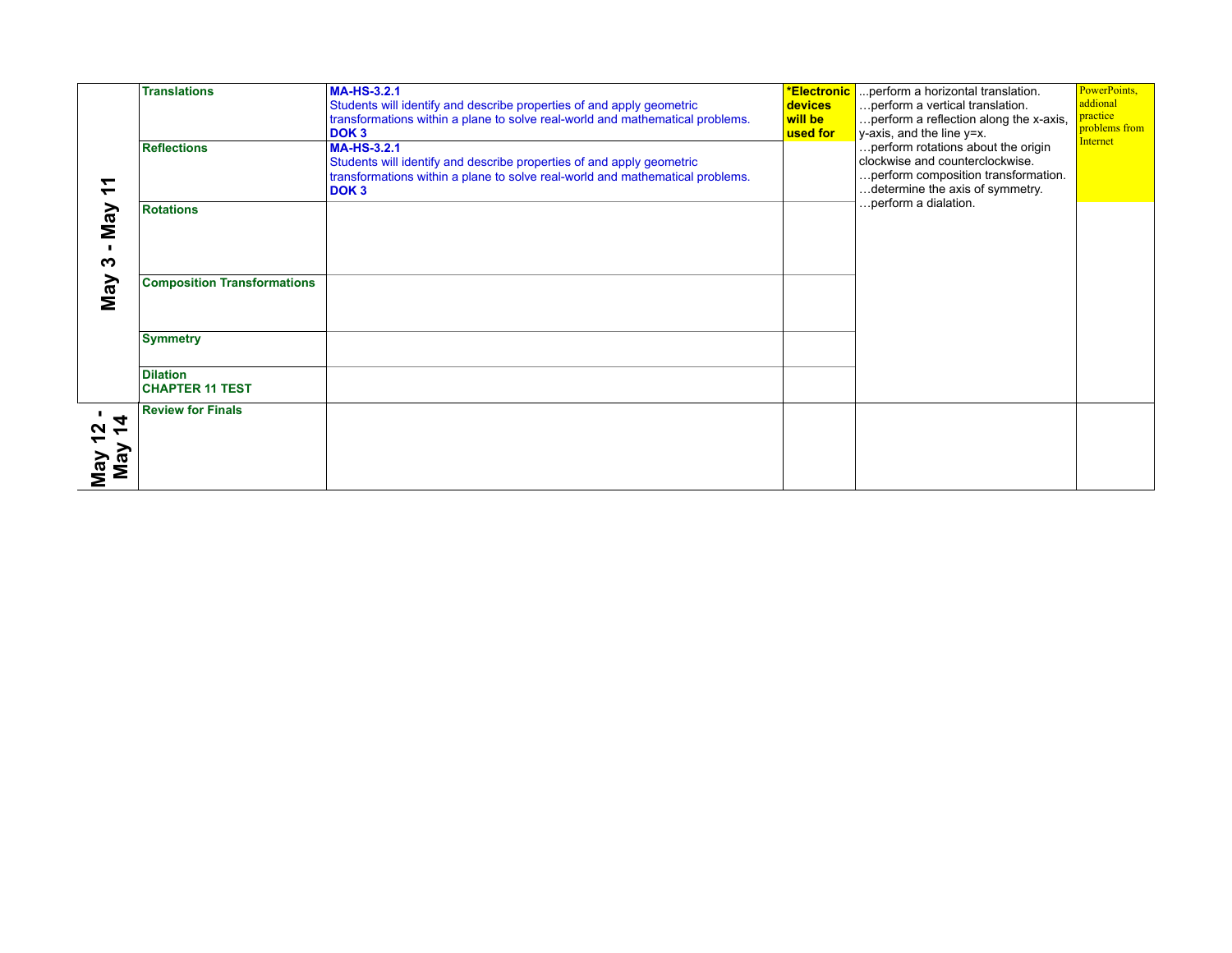| | | | | | |
|---|---|---|---|---|---|
| May 3 - May 11 | **Translations** | **MA-HS-3.2.1**<br>Students will identify and describe properties of and apply geometric transformations within a plane to solve real-world and mathematical problems.<br>**DOK 3** | ***Electronic devices will be used for** | ...perform a horizontal translation.<br>…perform a vertical translation.<br>…perform a reflection along the x-axis, y-axis, and the line y=x.<br>…perform rotations about the origin clockwise and counterclockwise.<br>…perform composition transformation.<br>…determine the axis of symmetry.<br>…perform a dialation. | PowerPoints, addional practice problems from Internet |
| | **Reflections** | **MA-HS-3.2.1**<br>Students will identify and describe properties of and apply geometric transformations within a plane to solve real-world and mathematical problems.<br>**DOK 3** | | | |
| | **Rotations** | | | | |
| | **Composition Transformations** | | | | |
| | **Symmetry** | | | | |
| | **Dilation**<br>**CHAPTER 11 TEST** | | | | |
| May 12 - May 14 | **Review for Finals** | | | | |